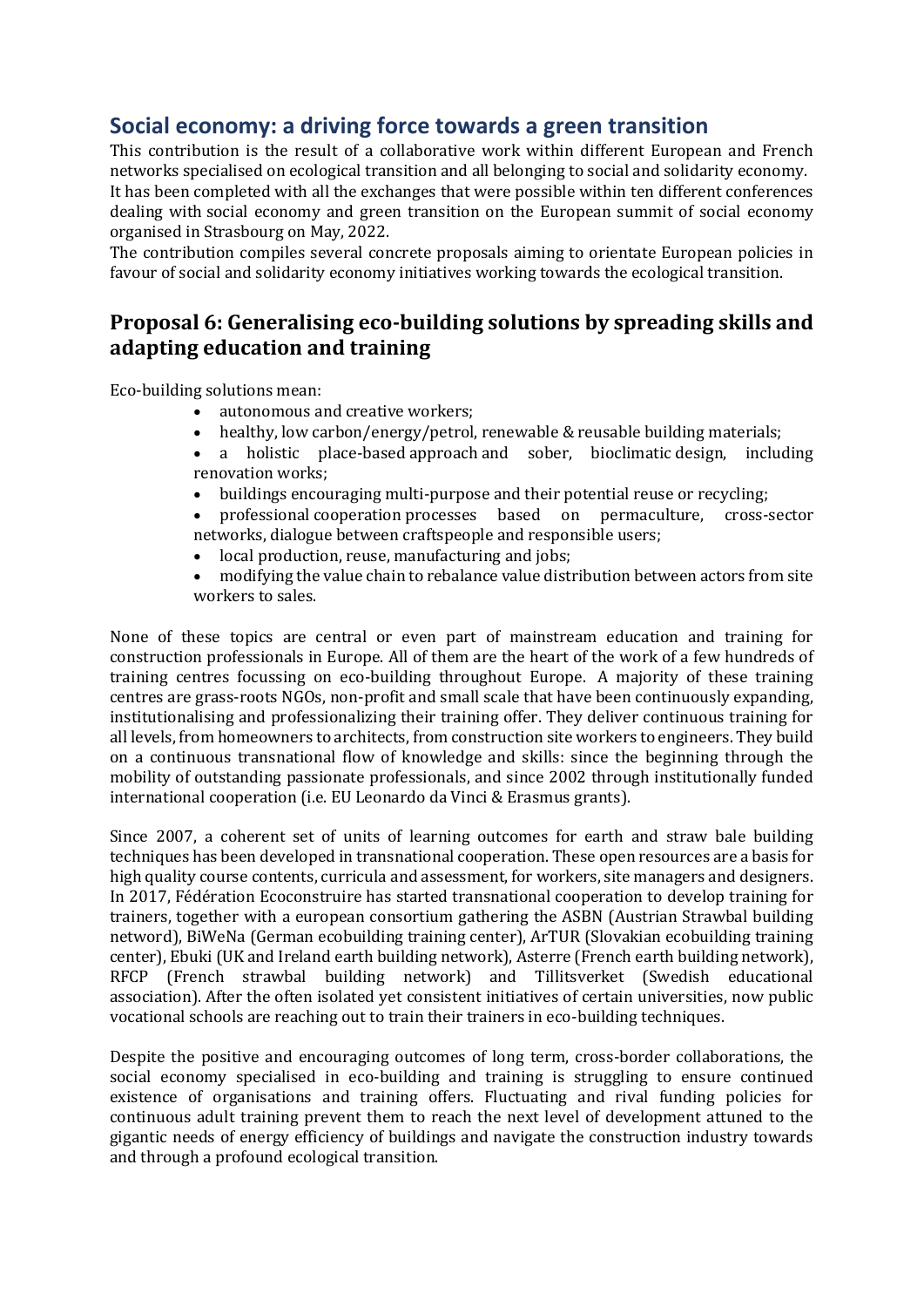## Social economy: a driving force towards a green transition

This contribution is the result of a collaborative work within different European and French networks specialised on ecological transition and all belonging to social and solidarity economy. It has been completed with all the exchanges that were possible within ten different conferences dealing with social economy and green transition on the European summit of social economy organised in Strasbourg on May, 2022.

The contribution compiles several concrete proposals aiming to orientate European policies in favour of social and solidarity economy initiatives working towards the ecological transition.

## Proposal 6: Generalising eco-building solutions by spreading skills and adapting education and training

Eco-building solutions mean:

- autonomous and creative workers;
- healthy, low carbon/energy/petrol, renewable & reusable building materials;
- a holistic place-based approach and sober, bioclimatic design, including renovation works;
- buildings encouraging multi-purpose and their potential reuse or recycling;
- professional cooperation processes based on permaculture, cross-sector networks, dialogue between craftspeople and responsible users;
- local production, reuse, manufacturing and jobs;
- modifying the value chain to rebalance value distribution between actors from site workers to sales.

None of these topics are central or even part of mainstream education and training for construction professionals in Europe. All of them are the heart of the work of a few hundreds of training centres focussing on eco-building throughout Europe. A majority of these training centres are grass-roots NGOs, non-profit and small scale that have been continuously expanding, institutionalising and professionalizing their training offer. They deliver continuous training for all levels, from homeowners to architects, from construction site workers to engineers. They build on a continuous transnational flow of knowledge and skills: since the beginning through the mobility of outstanding passionate professionals, and since 2002 through institutionally funded international cooperation (i.e. EU Leonardo da Vinci & Erasmus grants).

Since 2007, a coherent set of units of learning outcomes for earth and straw bale building techniques has been developed in transnational cooperation. These open resources are a basis for high quality course contents, curricula and assessment, for workers, site managers and designers. In 2017, Fédération Ecoconstruire has started transnational cooperation to develop training for trainers, together with a european consortium gathering the ASBN (Austrian Strawbal building netword), BiWeNa (German ecobuilding training center), ArTUR (Slovakian ecobuilding training center), Ebuki (UK and Ireland earth building network), Asterre (French earth building network), RFCP (French strawbal building network) and Tillitsverket (Swedish educational association). After the often isolated yet consistent initiatives of certain universities, now public vocational schools are reaching out to train their trainers in eco-building techniques.

Despite the positive and encouraging outcomes of long term, cross-border collaborations, the social economy specialised in eco-building and training is struggling to ensure continued existence of organisations and training offers. Fluctuating and rival funding policies for continuous adult training prevent them to reach the next level of development attuned to the gigantic needs of energy efficiency of buildings and navigate the construction industry towards and through a profound ecological transition.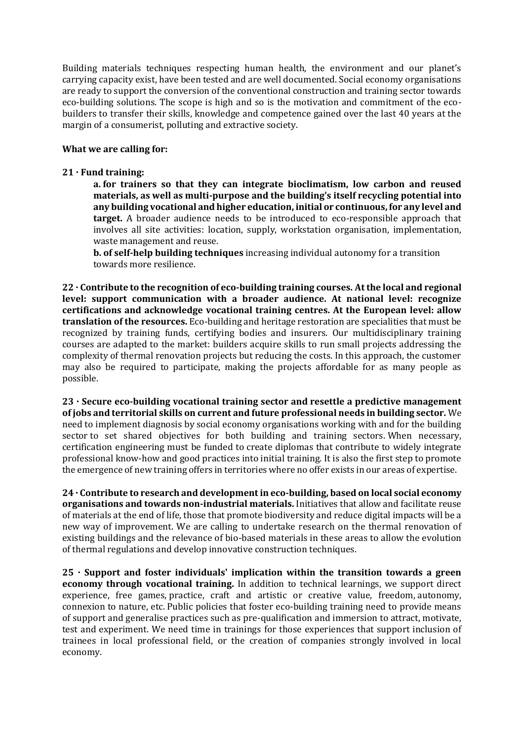Building materials techniques respecting human health, the environment and our planet's carrying capacity exist, have been tested and are well documented. Social economy organisations are ready to support the conversion of the conventional construction and training sector towards eco-building solutions. The scope is high and so is the motivation and commitment of the eco-builders to transfer their skills, knowledge and competence gained over the last 40 years at the margin of a consumerist, polluting and extractive society.

**What we are calling for:**

**21 · Fund training:**

**a. for trainers so that they can integrate bioclimatism, low carbon and reused materials, as well as multi-purpose and the building's itself recycling potential into any building vocational and higher education, initial or continuous, for any level and target.** A broader audience needs to be introduced to eco-responsible approach that involves all site activities: location, supply, workstation organisation, implementation, waste management and reuse.

**b. of self-help building techniques** increasing individual autonomy for a transition towards more resilience.

**22 · Contribute to the recognition of eco-building training courses. At the local and regional level: support communication with a broader audience. At national level: recognize certifications and acknowledge vocational training centres. At the European level: allow translation of the resources.** Eco-building and heritage restoration are specialities that must be recognized by training funds, certifying bodies and insurers. Our multidisciplinary training courses are adapted to the market: builders acquire skills to run small projects addressing the complexity of thermal renovation projects but reducing the costs. In this approach, the customer may also be required to participate, making the projects affordable for as many people as possible.

**23 · Secure eco-building vocational training sector and resettle a predictive management of jobs and territorial skills on current and future professional needs in building sector.** We need to implement diagnosis by social economy organisations working with and for the building sector to set shared objectives for both building and training sectors. When necessary, certification engineering must be funded to create diplomas that contribute to widely integrate professional know-how and good practices into initial training. It is also the first step to promote the emergence of new training offers in territories where no offer exists in our areas of expertise.

**24 · Contribute to research and development in eco-building, based on local social economy organisations and towards non-industrial materials.** Initiatives that allow and facilitate reuse of materials at the end of life, those that promote biodiversity and reduce digital impacts will be a new way of improvement. We are calling to undertake research on the thermal renovation of existing buildings and the relevance of bio-based materials in these areas to allow the evolution of thermal regulations and develop innovative construction techniques.

**25 · Support and foster individuals' implication within the transition towards a green economy through vocational training.** In addition to technical learnings, we support direct experience, free games, practice, craft and artistic or creative value, freedom, autonomy, connexion to nature, etc. Public policies that foster eco-building training need to provide means of support and generalise practices such as pre-qualification and immersion to attract, motivate, test and experiment. We need time in trainings for those experiences that support inclusion of trainees in local professional field, or the creation of companies strongly involved in local economy.